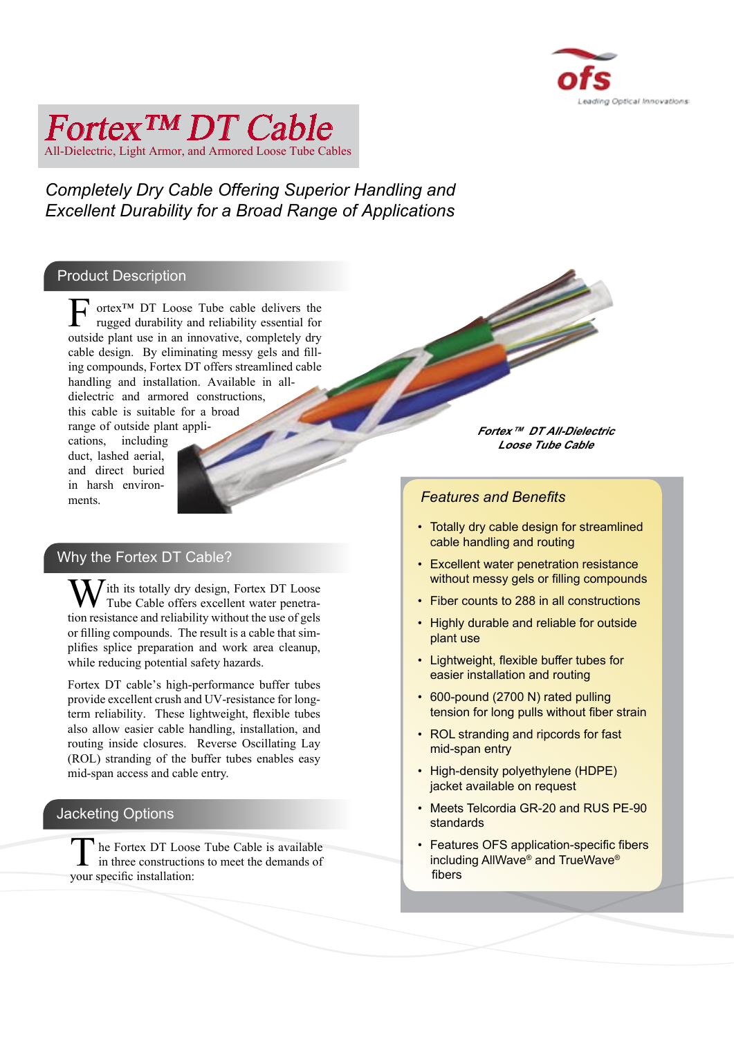# Fortex™ DT Cable

All-Dielectric, Light Armor, and Armored Loose Tube Cables

*Completely Dry Cable Offering Superior Handling and Excellent Durability for a Broad Range of Applications*

## Product Description

Fortex™ DT Loose Tube cable delivers the rugged durability and reliability essential for outside plant use in an innovative, completely dry cable design. By eliminating messy gels and filling compounds, Fortex DT offers streamlined cable handling and installation. Available in all-dielectric and armored constructions, this cable is suitable for a broad range of outside plant applications, including duct, lashed aerial, and direct buried in harsh environments.

*Fortex™ DT All-Dielectric Loose Tube Cable*

## Why the Fortex DT Cable?

With its totally dry design, Fortex DT Loose Tube Cable offers excellent water penetration resistance and reliability without the use of gels or filling compounds. The result is a cable that simplifies splice preparation and work area cleanup, while reducing potential safety hazards.

Fortex DT cable's high-performance buffer tubes provide excellent crush and UV-resistance for long-term reliability. These lightweight, flexible tubes also allow easier cable handling, installation, and routing inside closures. Reverse Oscillating Lay (ROL) stranding of the buffer tubes enables easy mid-span access and cable entry.

## Jacketing Options

The Fortex DT Loose Tube Cable is available in three constructions to meet the demands of your specific installation:

### Features and Benefits

- Totally dry cable design for streamlined cable handling and routing
- Excellent water penetration resistance without messy gels or filling compounds
- Fiber counts to 288 in all constructions
- Highly durable and reliable for outside plant use
- Lightweight, flexible buffer tubes for easier installation and routing
- 600-pound (2700 N) rated pulling tension for long pulls without fiber strain
- ROL stranding and ripcords for fast mid-span entry
- High-density polyethylene (HDPE) jacket available on request
- Meets Telcordia GR-20 and RUS PE-90 standards
- Features OFS application-specific fibers including AllWave® and TrueWave® fibers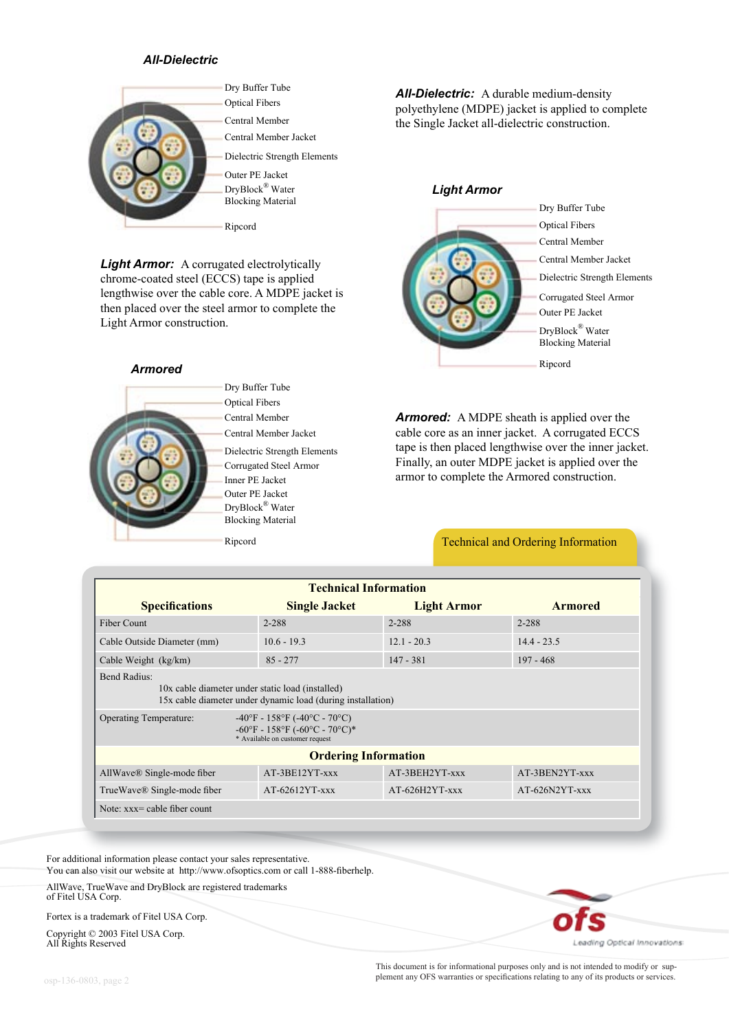### *All-Dielectric*

Dry Buffer Tube
Optical Fibers
Central Member
Central Member Jacket
Dielectric Strength Elements
Outer PE Jacket
DryBlock® Water Blocking Material
Ripcord

***All-Dielectric:*** A durable medium-density polyethylene (MDPE) jacket is applied to complete the Single Jacket all-dielectric construction.

### *Light Armor*

Dry Buffer Tube
Optical Fibers
Central Member
Central Member Jacket
Dielectric Strength Elements
Corrugated Steel Armor
Outer PE Jacket
DryBlock® Water Blocking Material
Ripcord

***Light Armor:*** A corrugated electrolytically chrome-coated steel (ECCS) tape is applied lengthwise over the cable core. A MDPE jacket is then placed over the steel armor to complete the Light Armor construction.

### *Armored*

Dry Buffer Tube
Optical Fibers
Central Member
Central Member Jacket
Dielectric Strength Elements
Corrugated Steel Armor
Inner PE Jacket
Outer PE Jacket
DryBlock® Water Blocking Material
Ripcord

***Armored:*** A MDPE sheath is applied over the cable core as an inner jacket. A corrugated ECCS tape is then placed lengthwise over the inner jacket. Finally, an outer MDPE jacket is applied over the armor to complete the Armored construction.

## Technical and Ordering Information

| Technical Information | | | |
|---|---|---|---|
| **Specifications** | **Single Jacket** | **Light Armor** | **Armored** |
| Fiber Count | 2-288 | 2-288 | 2-288 |
| Cable Outside Diameter (mm) | 10.6 - 19.3 | 12.1 - 20.3 | 14.4 - 23.5 |
| Cable Weight (kg/km) | 85 - 277 | 147 - 381 | 197 - 468 |
| Bend Radius: 10x cable diameter under static load (installed); 15x cable diameter under dynamic load (during installation) | | | |
| Operating Temperature: -40°F - 158°F (-40°C - 70°C); -60°F - 158°F (-60°C - 70°C)* (* Available on customer request) | | | |
| **Ordering Information** | | | |
| AllWave® Single-mode fiber | AT-3BE12YT-xxx | AT-3BEH2YT-xxx | AT-3BEN2YT-xxx |
| TrueWave® Single-mode fiber | AT-62612YT-xxx | AT-626H2YT-xxx | AT-626N2YT-xxx |
| Note: xxx= cable fiber count | | | |

For additional information please contact your sales representative.
You can also visit our website at http://www.ofsoptics.com or call 1-888-fiberhelp.

AllWave, TrueWave and DryBlock are registered trademarks of Fitel USA Corp.

Fortex is a trademark of Fitel USA Corp.

Copyright © 2003 Fitel USA Corp.
All Rights Reserved

ofs — Leading Optical Innovations

This document is for informational purposes only and is not intended to modify or supplement any OFS warranties or specifications relating to any of its products or services.

osp-136-0803, page 2